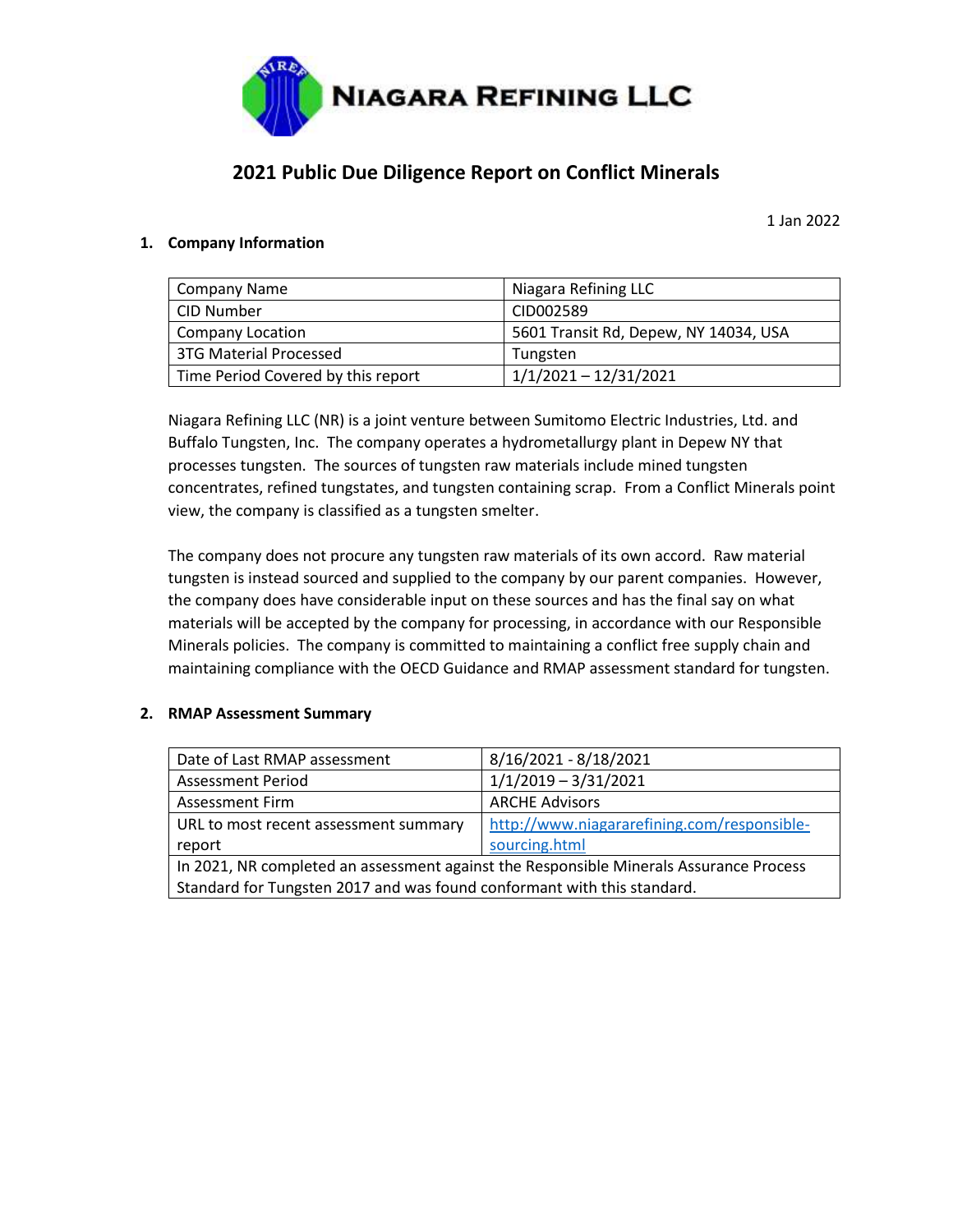**NIAGARA REFINING LLC**

# 2021 Public Due Diligence Report on Conflict Minerals

1 Jan 2022

## 1. Company Information

| Company Name | Niagara Refining LLC |
|---|---|
| CID Number | CID002589 |
| Company Location | 5601 Transit Rd, Depew, NY 14034, USA |
| 3TG Material Processed | Tungsten |
| Time Period Covered by this report | 1/1/2021 – 12/31/2021 |

Niagara Refining LLC (NR) is a joint venture between Sumitomo Electric Industries, Ltd. and Buffalo Tungsten, Inc. The company operates a hydrometallurgy plant in Depew NY that processes tungsten. The sources of tungsten raw materials include mined tungsten concentrates, refined tungstates, and tungsten containing scrap. From a Conflict Minerals point view, the company is classified as a tungsten smelter.

The company does not procure any tungsten raw materials of its own accord. Raw material tungsten is instead sourced and supplied to the company by our parent companies. However, the company does have considerable input on these sources and has the final say on what materials will be accepted by the company for processing, in accordance with our Responsible Minerals policies. The company is committed to maintaining a conflict free supply chain and maintaining compliance with the OECD Guidance and RMAP assessment standard for tungsten.

## 2. RMAP Assessment Summary

| Date of Last RMAP assessment | 8/16/2021 - 8/18/2021 |
|---|---|
| Assessment Period | 1/1/2019 – 3/31/2021 |
| Assessment Firm | ARCHE Advisors |
| URL to most recent assessment summary report | [http://www.niagararefining.com/responsible-sourcing.html](http://www.niagararefining.com/responsible-sourcing.html) |
| In 2021, NR completed an assessment against the Responsible Minerals Assurance Process Standard for Tungsten 2017 and was found conformant with this standard. | |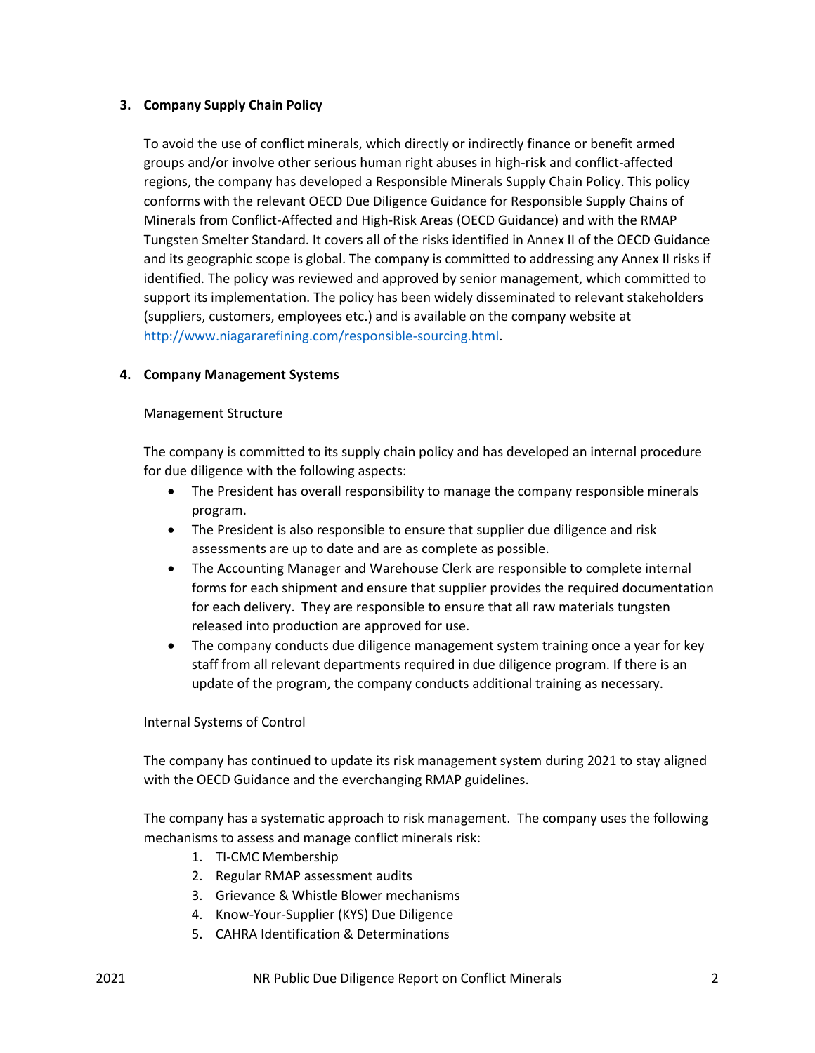## 3. Company Supply Chain Policy

To avoid the use of conflict minerals, which directly or indirectly finance or benefit armed groups and/or involve other serious human right abuses in high-risk and conflict-affected regions, the company has developed a Responsible Minerals Supply Chain Policy. This policy conforms with the relevant OECD Due Diligence Guidance for Responsible Supply Chains of Minerals from Conflict-Affected and High-Risk Areas (OECD Guidance) and with the RMAP Tungsten Smelter Standard. It covers all of the risks identified in Annex II of the OECD Guidance and its geographic scope is global. The company is committed to addressing any Annex II risks if identified. The policy was reviewed and approved by senior management, which committed to support its implementation. The policy has been widely disseminated to relevant stakeholders (suppliers, customers, employees etc.) and is available on the company website at http://www.niagararefining.com/responsible-sourcing.html.

## 4. Company Management Systems

### Management Structure

The company is committed to its supply chain policy and has developed an internal procedure for due diligence with the following aspects:

- The President has overall responsibility to manage the company responsible minerals program.
- The President is also responsible to ensure that supplier due diligence and risk assessments are up to date and are as complete as possible.
- The Accounting Manager and Warehouse Clerk are responsible to complete internal forms for each shipment and ensure that supplier provides the required documentation for each delivery. They are responsible to ensure that all raw materials tungsten released into production are approved for use.
- The company conducts due diligence management system training once a year for key staff from all relevant departments required in due diligence program. If there is an update of the program, the company conducts additional training as necessary.

### Internal Systems of Control

The company has continued to update its risk management system during 2021 to stay aligned with the OECD Guidance and the everchanging RMAP guidelines.

The company has a systematic approach to risk management. The company uses the following mechanisms to assess and manage conflict minerals risk:

1. TI-CMC Membership
2. Regular RMAP assessment audits
3. Grievance & Whistle Blower mechanisms
4. Know-Your-Supplier (KYS) Due Diligence
5. CAHRA Identification & Determinations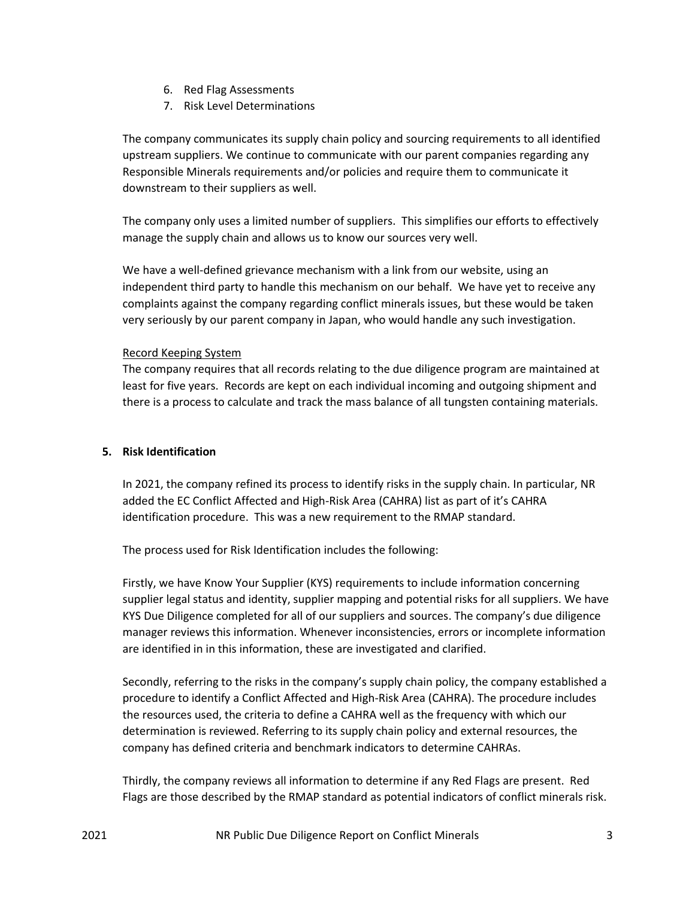6. Red Flag Assessments
7. Risk Level Determinations

The company communicates its supply chain policy and sourcing requirements to all identified upstream suppliers. We continue to communicate with our parent companies regarding any Responsible Minerals requirements and/or policies and require them to communicate it downstream to their suppliers as well.

The company only uses a limited number of suppliers. This simplifies our efforts to effectively manage the supply chain and allows us to know our sources very well.

We have a well-defined grievance mechanism with a link from our website, using an independent third party to handle this mechanism on our behalf. We have yet to receive any complaints against the company regarding conflict minerals issues, but these would be taken very seriously by our parent company in Japan, who would handle any such investigation.

<u>Record Keeping System</u>

The company requires that all records relating to the due diligence program are maintained at least for five years. Records are kept on each individual incoming and outgoing shipment and there is a process to calculate and track the mass balance of all tungsten containing materials.

**5. Risk Identification**

In 2021, the company refined its process to identify risks in the supply chain. In particular, NR added the EC Conflict Affected and High-Risk Area (CAHRA) list as part of it's CAHRA identification procedure. This was a new requirement to the RMAP standard.

The process used for Risk Identification includes the following:

Firstly, we have Know Your Supplier (KYS) requirements to include information concerning supplier legal status and identity, supplier mapping and potential risks for all suppliers. We have KYS Due Diligence completed for all of our suppliers and sources. The company's due diligence manager reviews this information. Whenever inconsistencies, errors or incomplete information are identified in in this information, these are investigated and clarified.

Secondly, referring to the risks in the company's supply chain policy, the company established a procedure to identify a Conflict Affected and High-Risk Area (CAHRA). The procedure includes the resources used, the criteria to define a CAHRA well as the frequency with which our determination is reviewed. Referring to its supply chain policy and external resources, the company has defined criteria and benchmark indicators to determine CAHRAs.

Thirdly, the company reviews all information to determine if any Red Flags are present. Red Flags are those described by the RMAP standard as potential indicators of conflict minerals risk.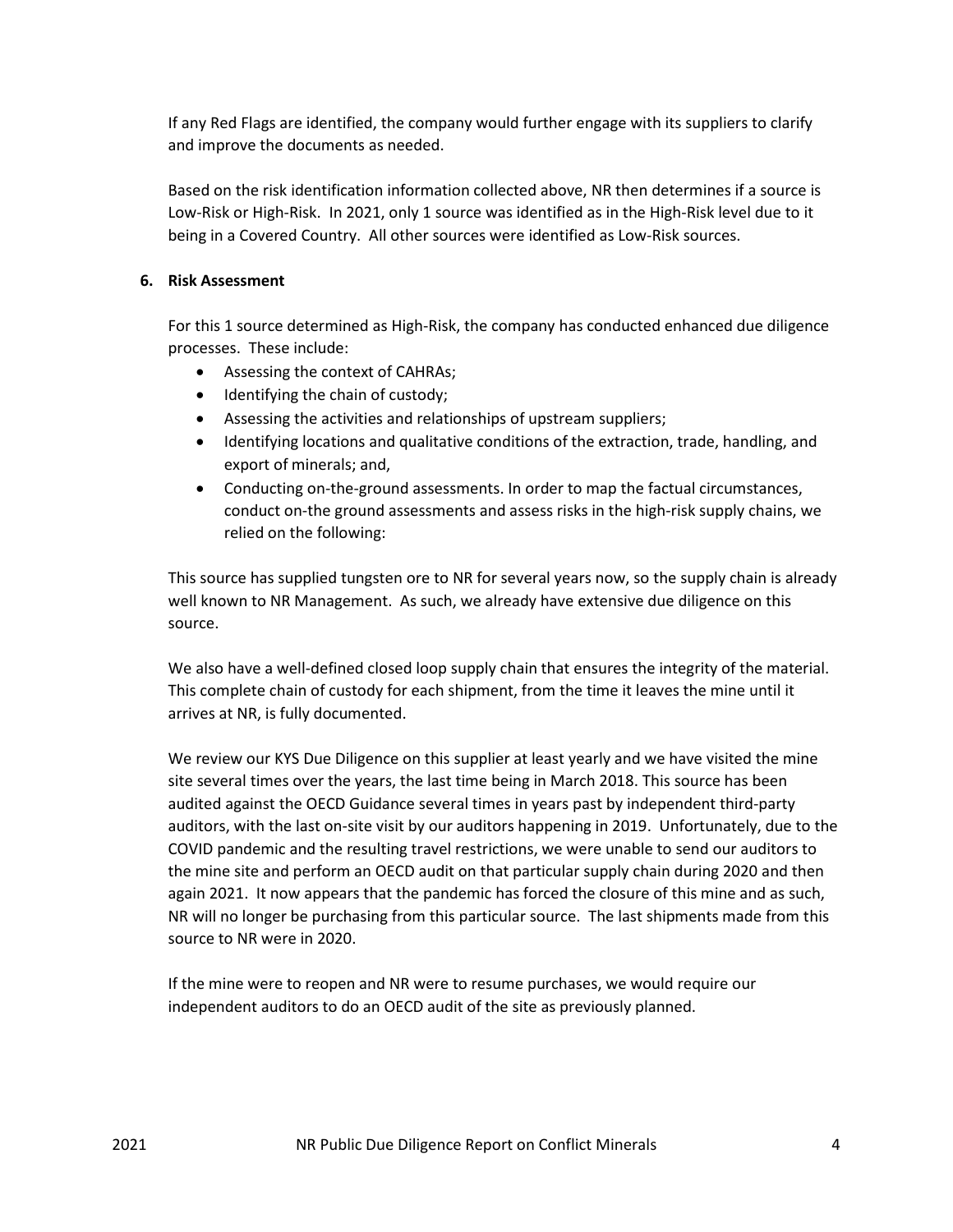If any Red Flags are identified, the company would further engage with its suppliers to clarify and improve the documents as needed.

Based on the risk identification information collected above, NR then determines if a source is Low-Risk or High-Risk. In 2021, only 1 source was identified as in the High-Risk level due to it being in a Covered Country. All other sources were identified as Low-Risk sources.

## 6. Risk Assessment

For this 1 source determined as High-Risk, the company has conducted enhanced due diligence processes. These include:

- Assessing the context of CAHRAs;
- Identifying the chain of custody;
- Assessing the activities and relationships of upstream suppliers;
- Identifying locations and qualitative conditions of the extraction, trade, handling, and export of minerals; and,
- Conducting on-the-ground assessments. In order to map the factual circumstances, conduct on-the ground assessments and assess risks in the high-risk supply chains, we relied on the following:

This source has supplied tungsten ore to NR for several years now, so the supply chain is already well known to NR Management. As such, we already have extensive due diligence on this source.

We also have a well-defined closed loop supply chain that ensures the integrity of the material. This complete chain of custody for each shipment, from the time it leaves the mine until it arrives at NR, is fully documented.

We review our KYS Due Diligence on this supplier at least yearly and we have visited the mine site several times over the years, the last time being in March 2018. This source has been audited against the OECD Guidance several times in years past by independent third-party auditors, with the last on-site visit by our auditors happening in 2019. Unfortunately, due to the COVID pandemic and the resulting travel restrictions, we were unable to send our auditors to the mine site and perform an OECD audit on that particular supply chain during 2020 and then again 2021. It now appears that the pandemic has forced the closure of this mine and as such, NR will no longer be purchasing from this particular source. The last shipments made from this source to NR were in 2020.

If the mine were to reopen and NR were to resume purchases, we would require our independent auditors to do an OECD audit of the site as previously planned.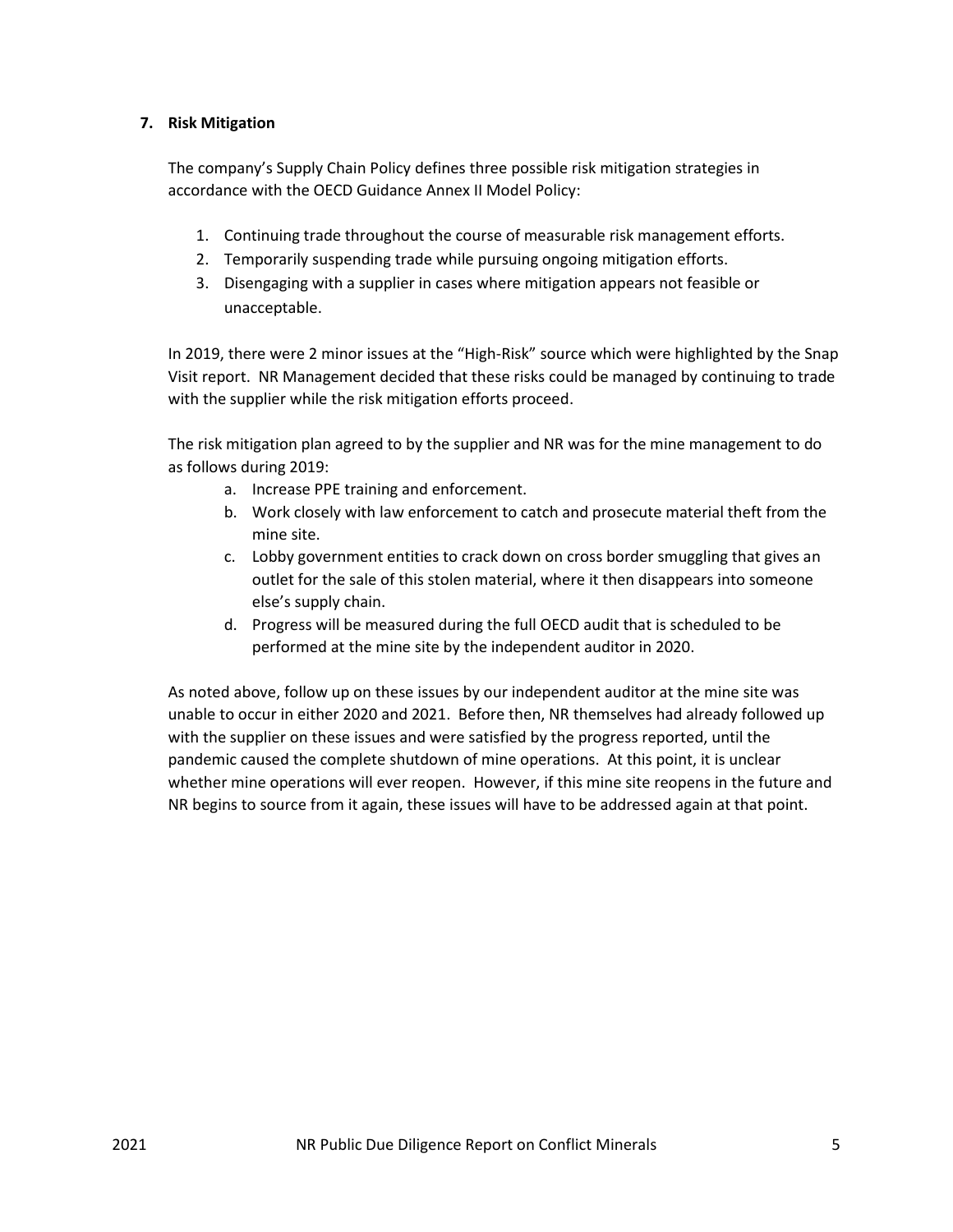## 7. Risk Mitigation

The company's Supply Chain Policy defines three possible risk mitigation strategies in accordance with the OECD Guidance Annex II Model Policy:

1. Continuing trade throughout the course of measurable risk management efforts.
2. Temporarily suspending trade while pursuing ongoing mitigation efforts.
3. Disengaging with a supplier in cases where mitigation appears not feasible or unacceptable.

In 2019, there were 2 minor issues at the "High-Risk" source which were highlighted by the Snap Visit report. NR Management decided that these risks could be managed by continuing to trade with the supplier while the risk mitigation efforts proceed.

The risk mitigation plan agreed to by the supplier and NR was for the mine management to do as follows during 2019:

a. Increase PPE training and enforcement.
b. Work closely with law enforcement to catch and prosecute material theft from the mine site.
c. Lobby government entities to crack down on cross border smuggling that gives an outlet for the sale of this stolen material, where it then disappears into someone else's supply chain.
d. Progress will be measured during the full OECD audit that is scheduled to be performed at the mine site by the independent auditor in 2020.

As noted above, follow up on these issues by our independent auditor at the mine site was unable to occur in either 2020 and 2021. Before then, NR themselves had already followed up with the supplier on these issues and were satisfied by the progress reported, until the pandemic caused the complete shutdown of mine operations. At this point, it is unclear whether mine operations will ever reopen. However, if this mine site reopens in the future and NR begins to source from it again, these issues will have to be addressed again at that point.